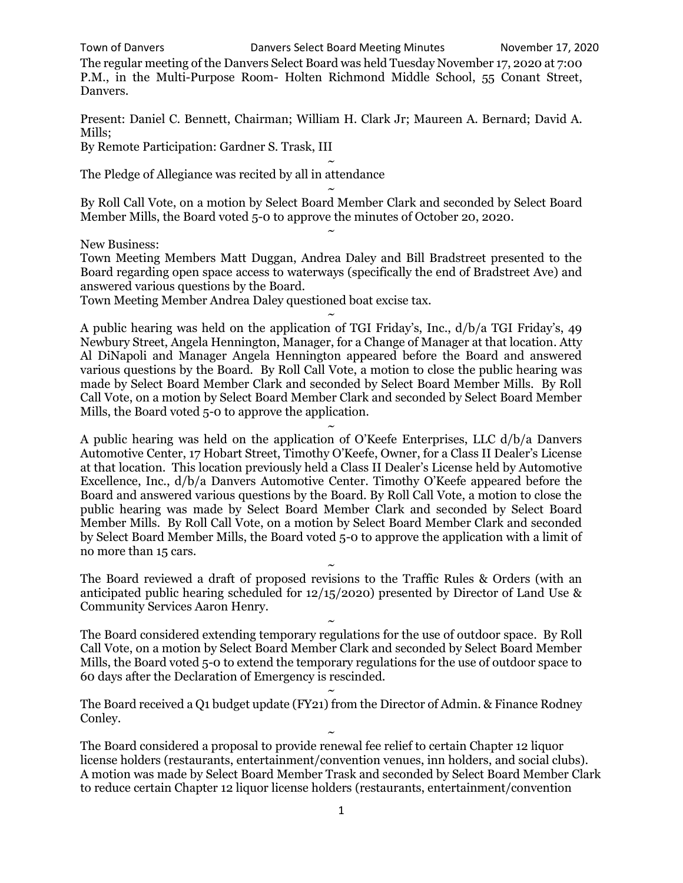The regular meeting of the Danvers Select Board was held Tuesday November 17, 2020 at 7:00 P.M., in the Multi-Purpose Room- Holten Richmond Middle School, 55 Conant Street, Danvers.

Present: Daniel C. Bennett, Chairman; William H. Clark Jr; Maureen A. Bernard; David A. Mills;
By Remote Participation: Gardner S. Trask, III

~

The Pledge of Allegiance was recited by all in attendance

~

By Roll Call Vote, on a motion by Select Board Member Clark and seconded by Select Board Member Mills, the Board voted 5-0 to approve the minutes of October 20, 2020.

~

New Business:
Town Meeting Members Matt Duggan, Andrea Daley and Bill Bradstreet presented to the Board regarding open space access to waterways (specifically the end of Bradstreet Ave) and answered various questions by the Board.
Town Meeting Member Andrea Daley questioned boat excise tax.

~

A public hearing was held on the application of TGI Friday's, Inc., d/b/a TGI Friday's, 49 Newbury Street, Angela Hennington, Manager, for a Change of Manager at that location. Atty Al DiNapoli and Manager Angela Hennington appeared before the Board and answered various questions by the Board. By Roll Call Vote, a motion to close the public hearing was made by Select Board Member Clark and seconded by Select Board Member Mills. By Roll Call Vote, on a motion by Select Board Member Clark and seconded by Select Board Member Mills, the Board voted 5-0 to approve the application.

~

A public hearing was held on the application of O'Keefe Enterprises, LLC d/b/a Danvers Automotive Center, 17 Hobart Street, Timothy O'Keefe, Owner, for a Class II Dealer's License at that location. This location previously held a Class II Dealer's License held by Automotive Excellence, Inc., d/b/a Danvers Automotive Center. Timothy O'Keefe appeared before the Board and answered various questions by the Board. By Roll Call Vote, a motion to close the public hearing was made by Select Board Member Clark and seconded by Select Board Member Mills. By Roll Call Vote, on a motion by Select Board Member Clark and seconded by Select Board Member Mills, the Board voted 5-0 to approve the application with a limit of no more than 15 cars.

~

The Board reviewed a draft of proposed revisions to the Traffic Rules & Orders (with an anticipated public hearing scheduled for 12/15/2020) presented by Director of Land Use & Community Services Aaron Henry.

~

The Board considered extending temporary regulations for the use of outdoor space. By Roll Call Vote, on a motion by Select Board Member Clark and seconded by Select Board Member Mills, the Board voted 5-0 to extend the temporary regulations for the use of outdoor space to 60 days after the Declaration of Emergency is rescinded.

~

The Board received a Q1 budget update (FY21) from the Director of Admin. & Finance Rodney Conley.

~

The Board considered a proposal to provide renewal fee relief to certain Chapter 12 liquor license holders (restaurants, entertainment/convention venues, inn holders, and social clubs). A motion was made by Select Board Member Trask and seconded by Select Board Member Clark to reduce certain Chapter 12 liquor license holders (restaurants, entertainment/convention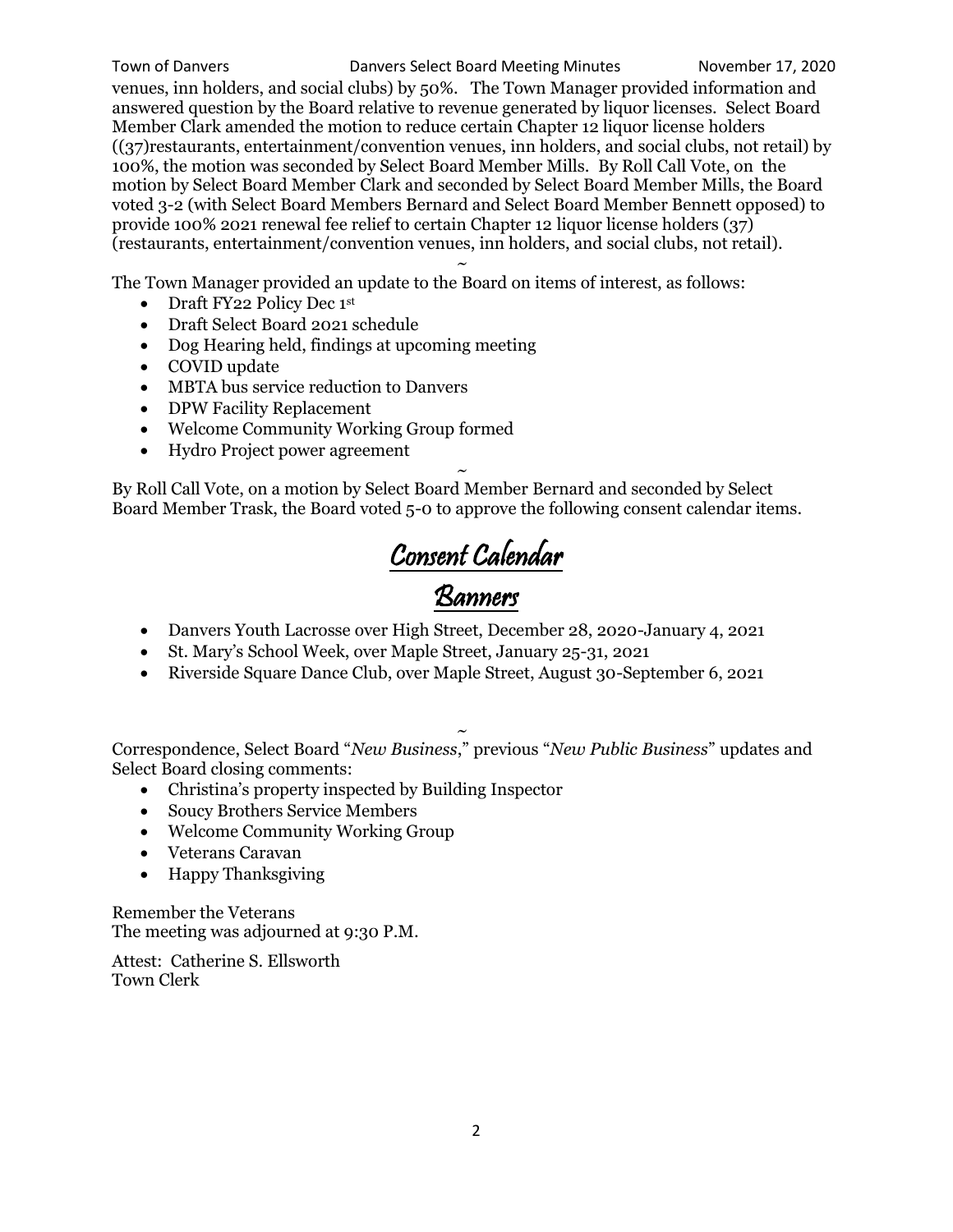venues, inn holders, and social clubs) by 50%. The Town Manager provided information and answered question by the Board relative to revenue generated by liquor licenses. Select Board Member Clark amended the motion to reduce certain Chapter 12 liquor license holders ((37)restaurants, entertainment/convention venues, inn holders, and social clubs, not retail) by 100%, the motion was seconded by Select Board Member Mills. By Roll Call Vote, on the motion by Select Board Member Clark and seconded by Select Board Member Mills, the Board voted 3-2 (with Select Board Members Bernard and Select Board Member Bennett opposed) to provide 100% 2021 renewal fee relief to certain Chapter 12 liquor license holders (37) (restaurants, entertainment/convention venues, inn holders, and social clubs, not retail).

~

The Town Manager provided an update to the Board on items of interest, as follows:

- Draft FY22 Policy Dec 1st
- Draft Select Board 2021 schedule
- Dog Hearing held, findings at upcoming meeting
- COVID update
- MBTA bus service reduction to Danvers
- DPW Facility Replacement
- Welcome Community Working Group formed
- Hydro Project power agreement

~

By Roll Call Vote, on a motion by Select Board Member Bernard and seconded by Select Board Member Trask, the Board voted 5-0 to approve the following consent calendar items.

# Consent Calendar

## Banners

- Danvers Youth Lacrosse over High Street, December 28, 2020-January 4, 2021
- St. Mary's School Week, over Maple Street, January 25-31, 2021
- Riverside Square Dance Club, over Maple Street, August 30-September 6, 2021

~

Correspondence, Select Board "*New Business*," previous "*New Public Business*" updates and Select Board closing comments:

- Christina's property inspected by Building Inspector
- Soucy Brothers Service Members
- Welcome Community Working Group
- Veterans Caravan
- Happy Thanksgiving

Remember the Veterans
The meeting was adjourned at 9:30 P.M.

Attest: Catherine S. Ellsworth
Town Clerk